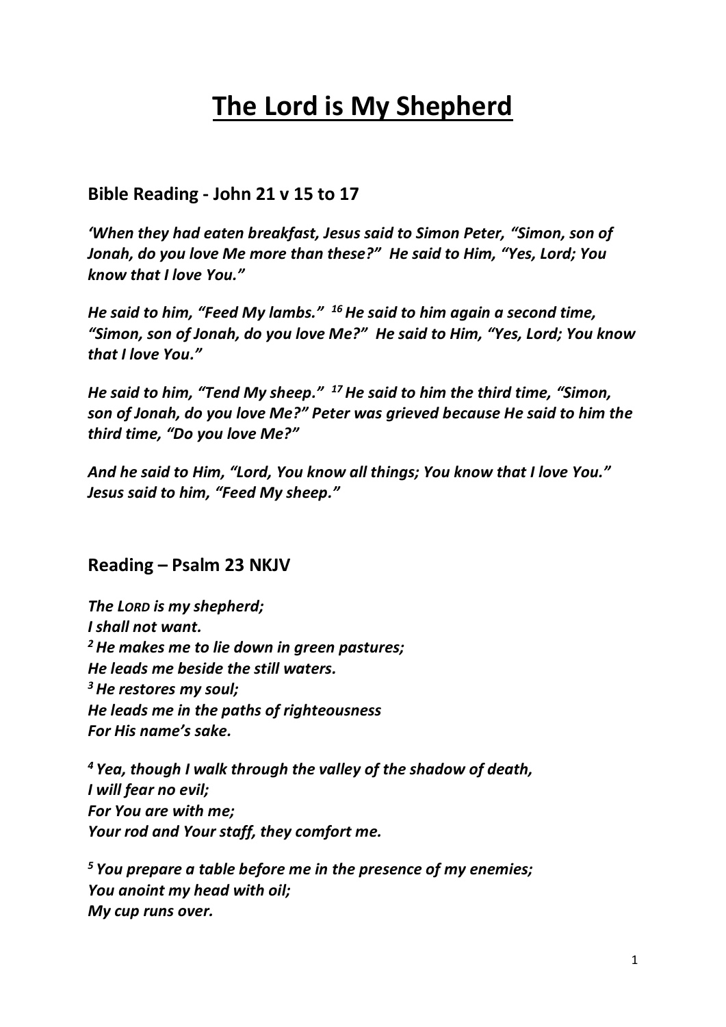# The Lord is My Shepherd

## Bible Reading - John 21 v 15 to 17

***'When they had eaten breakfast, Jesus said to Simon Peter, "Simon, son of Jonah, do you love Me more than these?" He said to Him, "Yes, Lord; You know that I love You."***

***He said to him, "Feed My lambs." [16] He said to him again a second time, "Simon, son of Jonah, do you love Me?" He said to Him, "Yes, Lord; You know that I love You."***

***He said to him, "Tend My sheep." [17] He said to him the third time, "Simon, son of Jonah, do you love Me?" Peter was grieved because He said to him the third time, "Do you love Me?"***

***And he said to Him, "Lord, You know all things; You know that I love You." Jesus said to him, "Feed My sheep."***

## Reading – Psalm 23 NKJV

***The LORD is my shepherd;***
***I shall not want.***
***[2] He makes me to lie down in green pastures;***
***He leads me beside the still waters.***
***[3] He restores my soul;***
***He leads me in the paths of righteousness***
***For His name's sake.***

***[4] Yea, though I walk through the valley of the shadow of death,***
***I will fear no evil;***
***For You are with me;***
***Your rod and Your staff, they comfort me.***

***[5] You prepare a table before me in the presence of my enemies;***
***You anoint my head with oil;***
***My cup runs over.***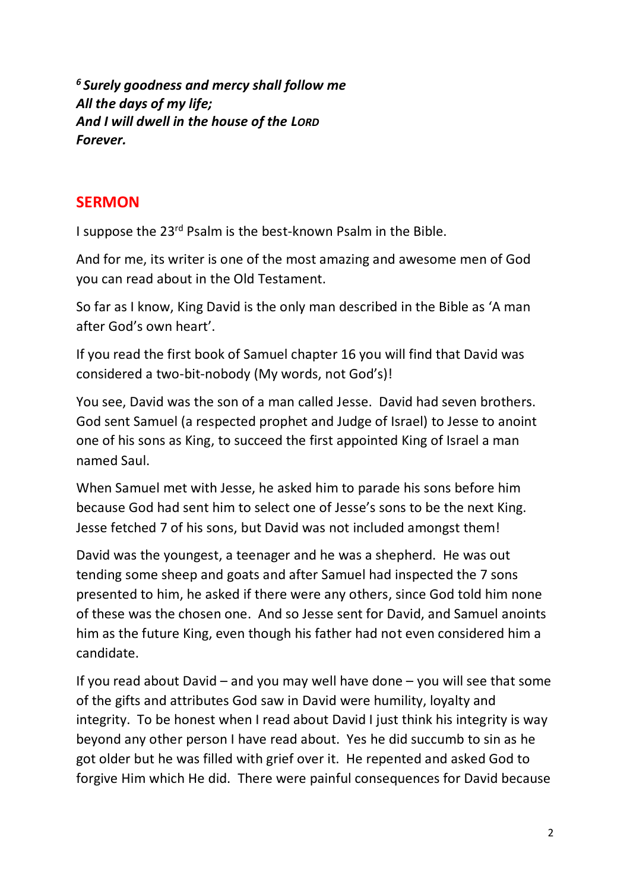***6 Surely goodness and mercy shall follow me***
***All the days of my life;***
***And I will dwell in the house of the LORD***
***Forever.***

## SERMON

I suppose the 23rd Psalm is the best-known Psalm in the Bible.

And for me, its writer is one of the most amazing and awesome men of God you can read about in the Old Testament.

So far as I know, King David is the only man described in the Bible as 'A man after God's own heart'.

If you read the first book of Samuel chapter 16 you will find that David was considered a two-bit-nobody (My words, not God's)!

You see, David was the son of a man called Jesse. David had seven brothers. God sent Samuel (a respected prophet and Judge of Israel) to Jesse to anoint one of his sons as King, to succeed the first appointed King of Israel a man named Saul.

When Samuel met with Jesse, he asked him to parade his sons before him because God had sent him to select one of Jesse's sons to be the next King. Jesse fetched 7 of his sons, but David was not included amongst them!

David was the youngest, a teenager and he was a shepherd. He was out tending some sheep and goats and after Samuel had inspected the 7 sons presented to him, he asked if there were any others, since God told him none of these was the chosen one. And so Jesse sent for David, and Samuel anoints him as the future King, even though his father had not even considered him a candidate.

If you read about David – and you may well have done – you will see that some of the gifts and attributes God saw in David were humility, loyalty and integrity. To be honest when I read about David I just think his integrity is way beyond any other person I have read about. Yes he did succumb to sin as he got older but he was filled with grief over it. He repented and asked God to forgive Him which He did. There were painful consequences for David because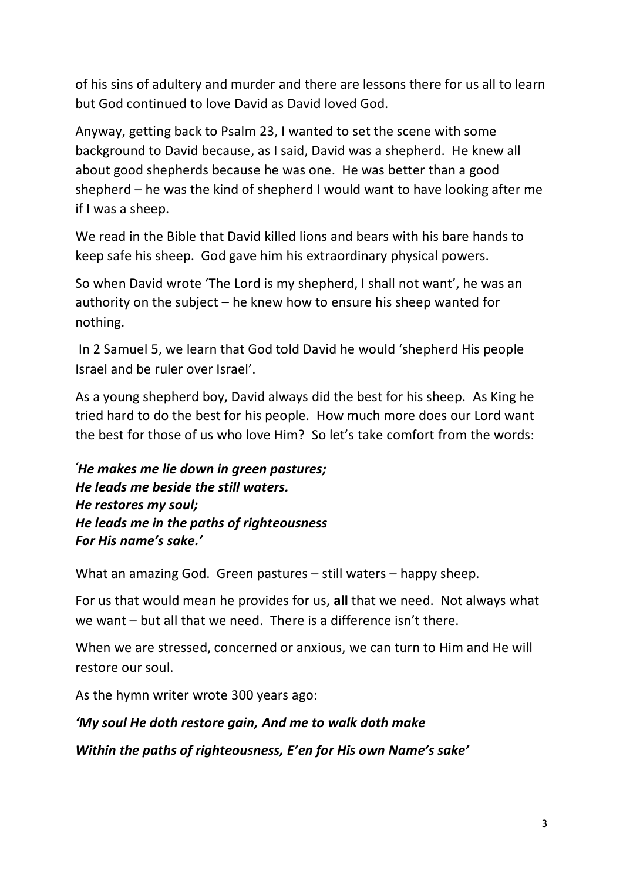of his sins of adultery and murder and there are lessons there for us all to learn but God continued to love David as David loved God.

Anyway, getting back to Psalm 23, I wanted to set the scene with some background to David because, as I said, David was a shepherd. He knew all about good shepherds because he was one. He was better than a good shepherd – he was the kind of shepherd I would want to have looking after me if I was a sheep.

We read in the Bible that David killed lions and bears with his bare hands to keep safe his sheep. God gave him his extraordinary physical powers.

So when David wrote 'The Lord is my shepherd, I shall not want', he was an authority on the subject – he knew how to ensure his sheep wanted for nothing.

In 2 Samuel 5, we learn that God told David he would 'shepherd His people Israel and be ruler over Israel'.

As a young shepherd boy, David always did the best for his sheep. As King he tried hard to do the best for his people. How much more does our Lord want the best for those of us who love Him? So let's take comfort from the words:

*'He makes me lie down in green pastures;*
***He leads me beside the still waters.***
***He restores my soul;***
***He leads me in the paths of righteousness***
***For His name's sake.'***

What an amazing God. Green pastures – still waters – happy sheep.

For us that would mean he provides for us, **all** that we need. Not always what we want – but all that we need. There is a difference isn't there.

When we are stressed, concerned or anxious, we can turn to Him and He will restore our soul.

As the hymn writer wrote 300 years ago:

***'My soul He doth restore gain, And me to walk doth make***

***Within the paths of righteousness, E'en for His own Name's sake'***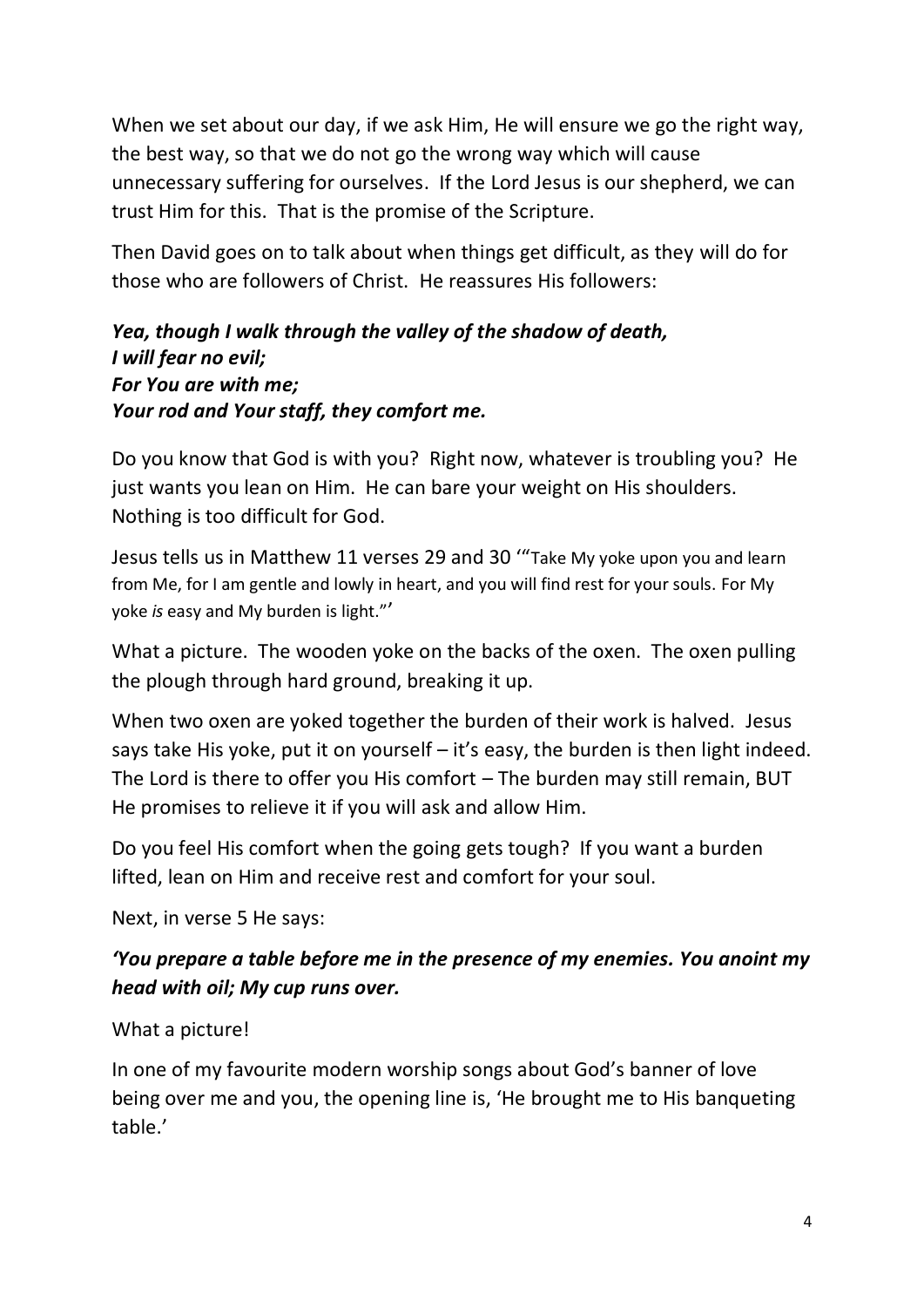When we set about our day, if we ask Him, He will ensure we go the right way, the best way, so that we do not go the wrong way which will cause unnecessary suffering for ourselves. If the Lord Jesus is our shepherd, we can trust Him for this. That is the promise of the Scripture.

Then David goes on to talk about when things get difficult, as they will do for those who are followers of Christ. He reassures His followers:

***Yea, though I walk through the valley of the shadow of death,***
***I will fear no evil;***
***For You are with me;***
***Your rod and Your staff, they comfort me.***

Do you know that God is with you? Right now, whatever is troubling you? He just wants you lean on Him. He can bare your weight on His shoulders. Nothing is too difficult for God.

Jesus tells us in Matthew 11 verses 29 and 30 '"Take My yoke upon you and learn from Me, for I am gentle and lowly in heart, and you will find rest for your souls. For My yoke *is* easy and My burden is light."'

What a picture. The wooden yoke on the backs of the oxen. The oxen pulling the plough through hard ground, breaking it up.

When two oxen are yoked together the burden of their work is halved. Jesus says take His yoke, put it on yourself – it's easy, the burden is then light indeed. The Lord is there to offer you His comfort – The burden may still remain, BUT He promises to relieve it if you will ask and allow Him.

Do you feel His comfort when the going gets tough? If you want a burden lifted, lean on Him and receive rest and comfort for your soul.

Next, in verse 5 He says:

***'You prepare a table before me in the presence of my enemies. You anoint my head with oil; My cup runs over.***

What a picture!

In one of my favourite modern worship songs about God's banner of love being over me and you, the opening line is, 'He brought me to His banqueting table.'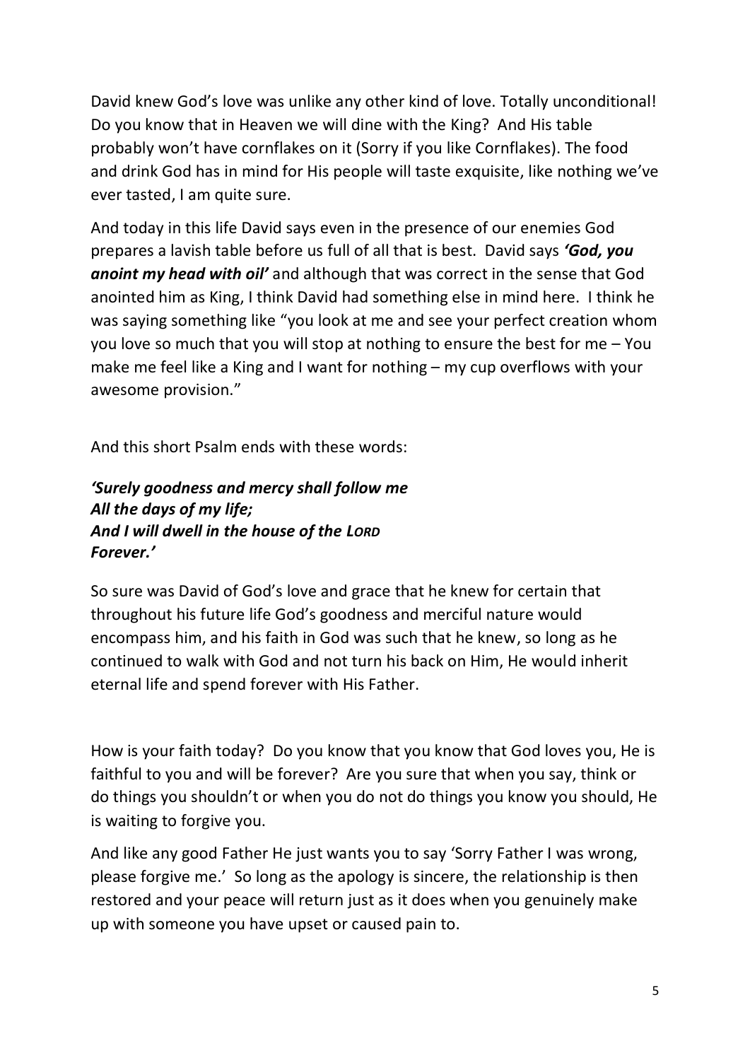David knew God's love was unlike any other kind of love. Totally unconditional! Do you know that in Heaven we will dine with the King? And His table probably won't have cornflakes on it (Sorry if you like Cornflakes). The food and drink God has in mind for His people will taste exquisite, like nothing we've ever tasted, I am quite sure.

And today in this life David says even in the presence of our enemies God prepares a lavish table before us full of all that is best. David says ***'God, you anoint my head with oil'*** and although that was correct in the sense that God anointed him as King, I think David had something else in mind here. I think he was saying something like "you look at me and see your perfect creation whom you love so much that you will stop at nothing to ensure the best for me – You make me feel like a King and I want for nothing – my cup overflows with your awesome provision."

And this short Psalm ends with these words:

***'Surely goodness and mercy shall follow me***
***All the days of my life;***
***And I will dwell in the house of the LORD***
***Forever.'***

So sure was David of God's love and grace that he knew for certain that throughout his future life God's goodness and merciful nature would encompass him, and his faith in God was such that he knew, so long as he continued to walk with God and not turn his back on Him, He would inherit eternal life and spend forever with His Father.

How is your faith today? Do you know that you know that God loves you, He is faithful to you and will be forever? Are you sure that when you say, think or do things you shouldn't or when you do not do things you know you should, He is waiting to forgive you.

And like any good Father He just wants you to say 'Sorry Father I was wrong, please forgive me.' So long as the apology is sincere, the relationship is then restored and your peace will return just as it does when you genuinely make up with someone you have upset or caused pain to.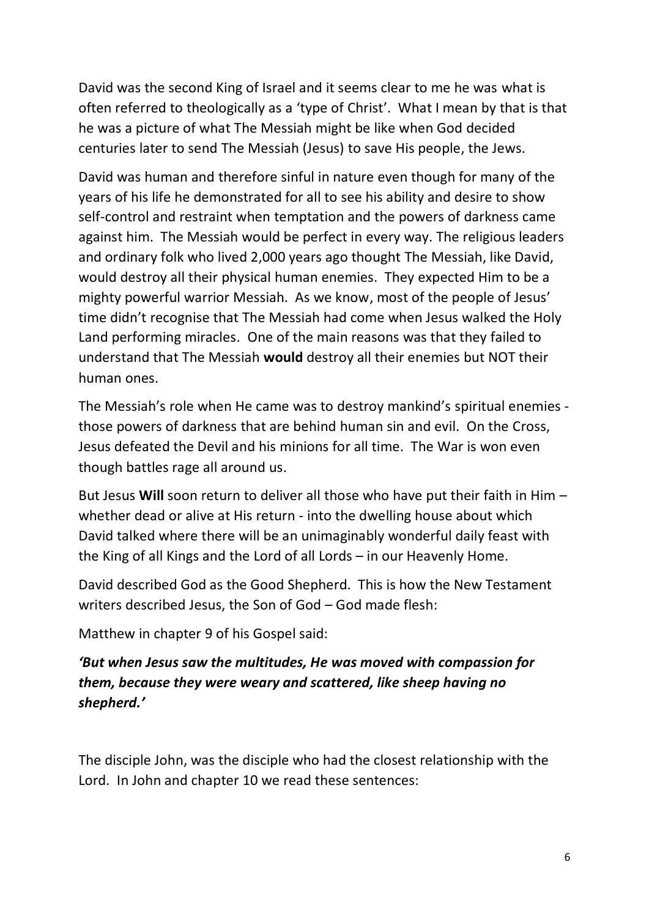David was the second King of Israel and it seems clear to me he was what is often referred to theologically as a 'type of Christ'. What I mean by that is that he was a picture of what The Messiah might be like when God decided centuries later to send The Messiah (Jesus) to save His people, the Jews.

David was human and therefore sinful in nature even though for many of the years of his life he demonstrated for all to see his ability and desire to show self-control and restraint when temptation and the powers of darkness came against him. The Messiah would be perfect in every way. The religious leaders and ordinary folk who lived 2,000 years ago thought The Messiah, like David, would destroy all their physical human enemies. They expected Him to be a mighty powerful warrior Messiah. As we know, most of the people of Jesus' time didn't recognise that The Messiah had come when Jesus walked the Holy Land performing miracles. One of the main reasons was that they failed to understand that The Messiah **would** destroy all their enemies but NOT their human ones.

The Messiah's role when He came was to destroy mankind's spiritual enemies - those powers of darkness that are behind human sin and evil. On the Cross, Jesus defeated the Devil and his minions for all time. The War is won even though battles rage all around us.

But Jesus **Will** soon return to deliver all those who have put their faith in Him – whether dead or alive at His return - into the dwelling house about which David talked where there will be an unimaginably wonderful daily feast with the King of all Kings and the Lord of all Lords – in our Heavenly Home.

David described God as the Good Shepherd. This is how the New Testament writers described Jesus, the Son of God – God made flesh:

Matthew in chapter 9 of his Gospel said:

***'But when Jesus saw the multitudes, He was moved with compassion for them, because they were weary and scattered, like sheep having no shepherd.'***

The disciple John, was the disciple who had the closest relationship with the Lord. In John and chapter 10 we read these sentences: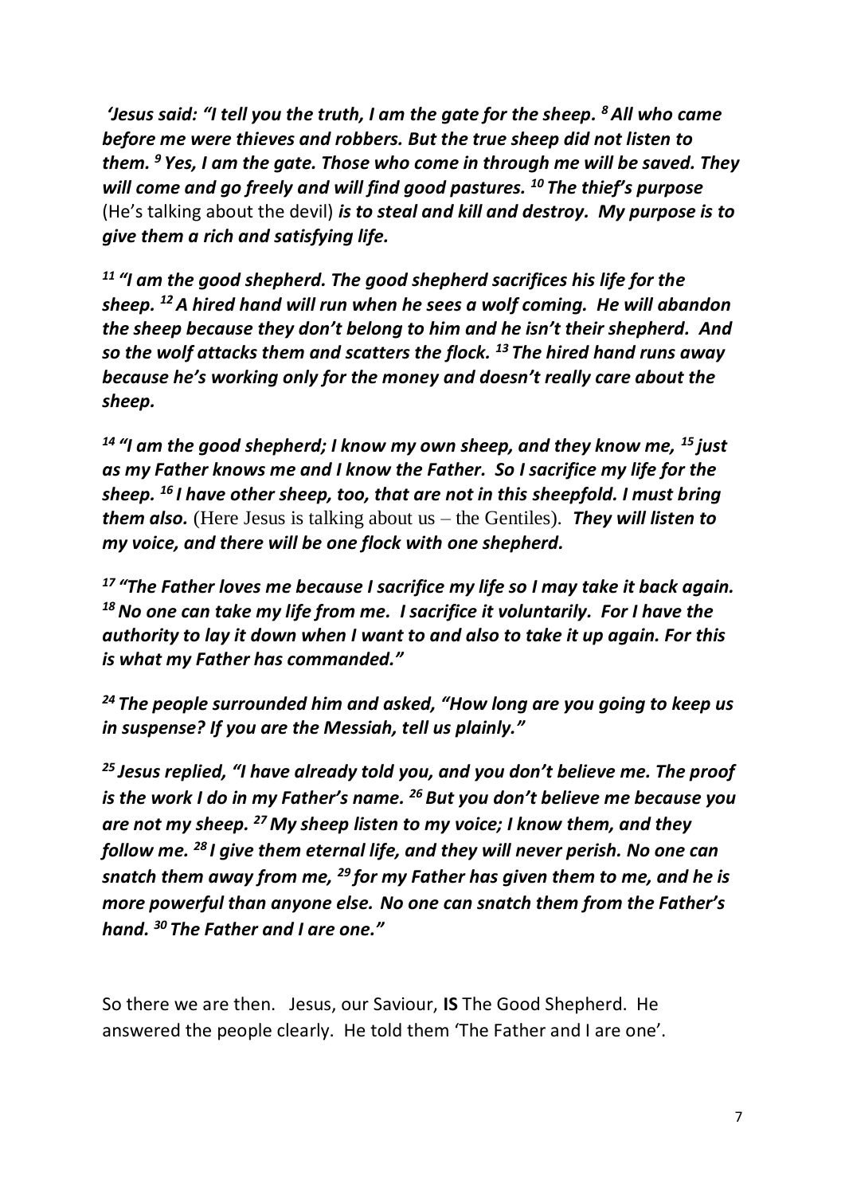*'Jesus said: "I tell you the truth, I am the gate for the sheep. [8] All who came before me were thieves and robbers. But the true sheep did not listen to them. [9] Yes, I am the gate. Those who come in through me will be saved. They will come and go freely and will find good pastures. [10] The thief's purpose* (He's talking about the devil) ***is to steal and kill and destroy. My purpose is to give them a rich and satisfying life.***

***[11] "I am the good shepherd. The good shepherd sacrifices his life for the sheep. [12] A hired hand will run when he sees a wolf coming. He will abandon the sheep because they don't belong to him and he isn't their shepherd. And so the wolf attacks them and scatters the flock. [13] The hired hand runs away because he's working only for the money and doesn't really care about the sheep.***

***[14] "I am the good shepherd; I know my own sheep, and they know me, [15] just as my Father knows me and I know the Father. So I sacrifice my life for the sheep. [16] I have other sheep, too, that are not in this sheepfold. I must bring them also.*** (Here Jesus is talking about us – the Gentiles). ***They will listen to my voice, and there will be one flock with one shepherd.***

***[17] "The Father loves me because I sacrifice my life so I may take it back again. [18] No one can take my life from me. I sacrifice it voluntarily. For I have the authority to lay it down when I want to and also to take it up again. For this is what my Father has commanded."***

***[24] The people surrounded him and asked, "How long are you going to keep us in suspense? If you are the Messiah, tell us plainly."***

***[25] Jesus replied, "I have already told you, and you don't believe me. The proof is the work I do in my Father's name. [26] But you don't believe me because you are not my sheep. [27] My sheep listen to my voice; I know them, and they follow me. [28] I give them eternal life, and they will never perish. No one can snatch them away from me, [29] for my Father has given them to me, and he is more powerful than anyone else. No one can snatch them from the Father's hand. [30] The Father and I are one."***

So there we are then. Jesus, our Saviour, **IS** The Good Shepherd. He answered the people clearly. He told them 'The Father and I are one'.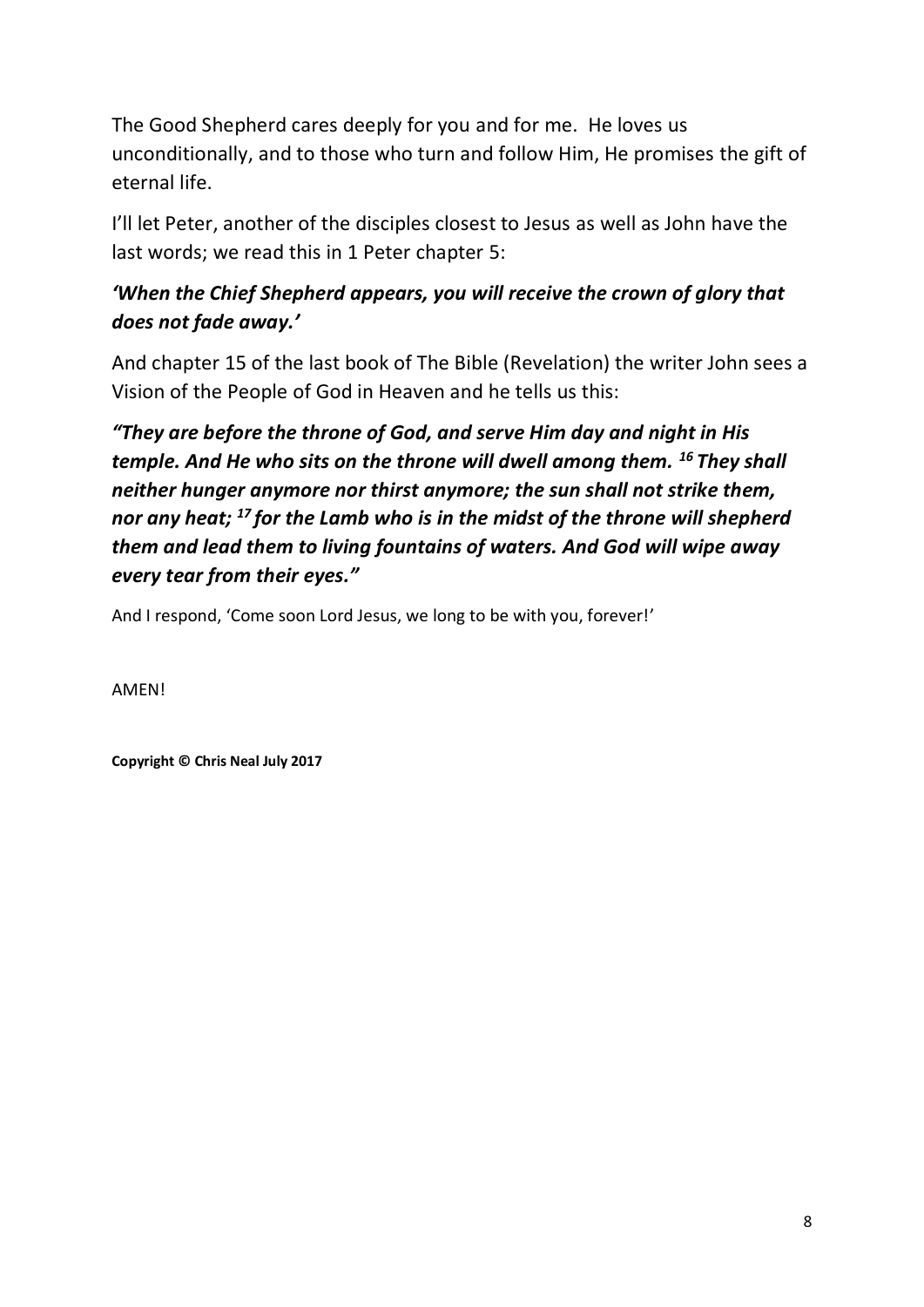The Good Shepherd cares deeply for you and for me. He loves us unconditionally, and to those who turn and follow Him, He promises the gift of eternal life.

I'll let Peter, another of the disciples closest to Jesus as well as John have the last words; we read this in 1 Peter chapter 5:

***'When the Chief Shepherd appears, you will receive the crown of glory that does not fade away.'***

And chapter 15 of the last book of The Bible (Revelation) the writer John sees a Vision of the People of God in Heaven and he tells us this:

***"They are before the throne of God, and serve Him day and night in His temple. And He who sits on the throne will dwell among them. [16] They shall neither hunger anymore nor thirst anymore; the sun shall not strike them, nor any heat; [17] for the Lamb who is in the midst of the throne will shepherd them and lead them to living fountains of waters. And God will wipe away every tear from their eyes."***

And I respond, 'Come soon Lord Jesus, we long to be with you, forever!'

AMEN!

**Copyright © Chris Neal July 2017**